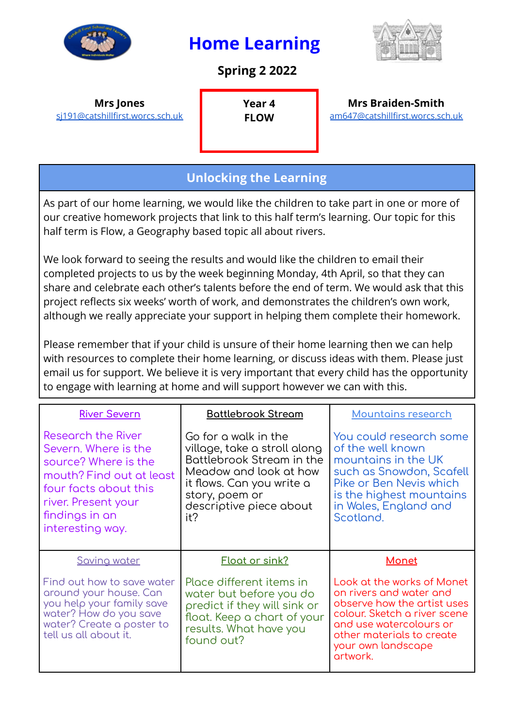# Home Learning

**Spring 2 2022**

| **Mrs Jones** | **Year 4** | **Mrs Braiden-Smith** |
|---|---|---|
| sj191@catshillfirst.worcs.sch.uk | **FLOW** | am647@catshillfirst.worcs.sch.uk |

## Unlocking the Learning

As part of our home learning, we would like the children to take part in one or more of our creative homework projects that link to this half term's learning. Our topic for this half term is Flow, a Geography based topic all about rivers.

We look forward to seeing the results and would like the children to email their completed projects to us by the week beginning Monday, 4th April, so that they can share and celebrate each other's talents before the end of term. We would ask that this project reflects six weeks' worth of work, and demonstrates the children's own work, although we really appreciate your support in helping them complete their homework.

Please remember that if your child is unsure of their home learning then we can help with resources to complete their home learning, or discuss ideas with them. Please just email us for support. We believe it is very important that every child has the opportunity to engage with learning at home and will support however we can with this.

| River Severn | Battlebrook Stream | Mountains research |
|---|---|---|
| Research the River Severn. Where is the source? Where is the mouth? Find out at least four facts about this river. Present your findings in an interesting way. | Go for a walk in the village, take a stroll along Battlebrook Stream in the Meadow and look at how it flows. Can you write a story, poem or descriptive piece about it? | You could research some of the well known mountains in the UK such as Snowdon, Scafell Pike or Ben Nevis which is the highest mountains in Wales, England and Scotland. |
| **Saving water** | **Float or sink?** | **Monet** |
| Find out how to save water around your house. Can you help your family save water? How do you save water? Create a poster to tell us all about it. | Place different items in water but before you do predict if they will sink or float. Keep a chart of your results. What have you found out? | Look at the works of Monet on rivers and water and observe how the artist uses colour. Sketch a river scene and use watercolours or other materials to create your own landscape artwork. |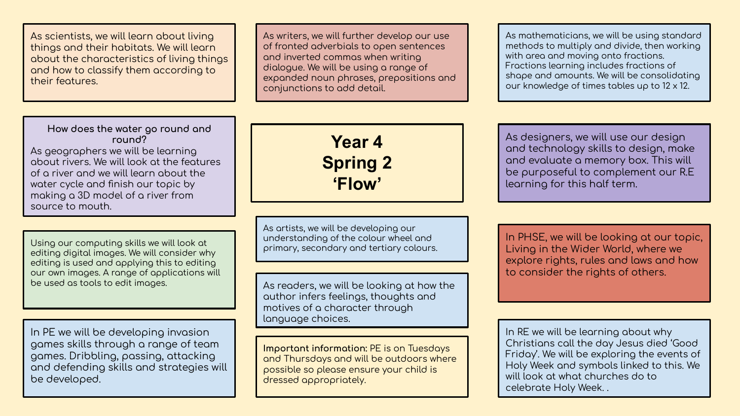# Year 4 Spring 2 ‘Flow’

As scientists, we will learn about living things and their habitats. We will learn about the characteristics of living things and how to classify them according to their features.

As writers, we will further develop our use of fronted adverbials to open sentences and inverted commas when writing dialogue. We will be using a range of expanded noun phrases, prepositions and conjunctions to add detail.

As mathematicians, we will be using standard methods to multiply and divide, then working with area and moving onto fractions. Fractions learning includes fractions of shape and amounts. We will be consolidating our knowledge of times tables up to 12 x 12.

**How does the water go round and round?**

As geographers we will be learning about rivers. We will look at the features of a river and we will learn about the water cycle and finish our topic by making a 3D model of a river from source to mouth.

As designers, we will use our design and technology skills to design, make and evaluate a memory box. This will be purposeful to complement our R.E learning for this half term.

Using our computing skills we will look at editing digital images. We will consider why editing is used and applying this to editing our own images. A range of applications will be used as tools to edit images.

As artists, we will be developing our understanding of the colour wheel and primary, secondary and tertiary colours.

In PHSE, we will be looking at our topic, Living in the Wider World, where we explore rights, rules and laws and how to consider the rights of others.

As readers, we will be looking at how the author infers feelings, thoughts and motives of a character through language choices.

In PE we will be developing invasion games skills through a range of team games. Dribbling, passing, attacking and defending skills and strategies will be developed.

**Important information:** PE is on Tuesdays and Thursdays and will be outdoors where possible so please ensure your child is dressed appropriately.

In RE we will be learning about why Christians call the day Jesus died ‘Good Friday’. We will be exploring the events of Holy Week and symbols linked to this. We will look at what churches do to celebrate Holy Week. .